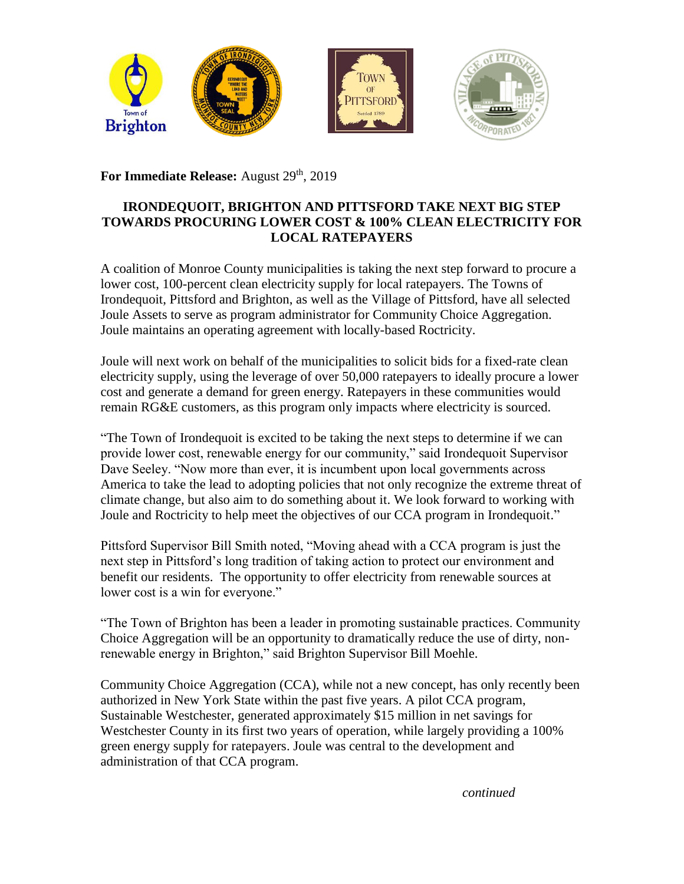**For Immediate Release:** August 29th, 2019

## IRONDEQUOIT, BRIGHTON AND PITTSFORD TAKE NEXT BIG STEP TOWARDS PROCURING LOWER COST & 100% CLEAN ELECTRICITY FOR LOCAL RATEPAYERS

A coalition of Monroe County municipalities is taking the next step forward to procure a lower cost, 100-percent clean electricity supply for local ratepayers. The Towns of Irondequoit, Pittsford and Brighton, as well as the Village of Pittsford, have all selected Joule Assets to serve as program administrator for Community Choice Aggregation. Joule maintains an operating agreement with locally-based Roctricity.

Joule will next work on behalf of the municipalities to solicit bids for a fixed-rate clean electricity supply, using the leverage of over 50,000 ratepayers to ideally procure a lower cost and generate a demand for green energy. Ratepayers in these communities would remain RG&E customers, as this program only impacts where electricity is sourced.

"The Town of Irondequoit is excited to be taking the next steps to determine if we can provide lower cost, renewable energy for our community," said Irondequoit Supervisor Dave Seeley. "Now more than ever, it is incumbent upon local governments across America to take the lead to adopting policies that not only recognize the extreme threat of climate change, but also aim to do something about it. We look forward to working with Joule and Roctricity to help meet the objectives of our CCA program in Irondequoit."

Pittsford Supervisor Bill Smith noted, "Moving ahead with a CCA program is just the next step in Pittsford's long tradition of taking action to protect our environment and benefit our residents. The opportunity to offer electricity from renewable sources at lower cost is a win for everyone."

"The Town of Brighton has been a leader in promoting sustainable practices. Community Choice Aggregation will be an opportunity to dramatically reduce the use of dirty, non-renewable energy in Brighton," said Brighton Supervisor Bill Moehle.

Community Choice Aggregation (CCA), while not a new concept, has only recently been authorized in New York State within the past five years. A pilot CCA program, Sustainable Westchester, generated approximately $15 million in net savings for Westchester County in its first two years of operation, while largely providing a 100% green energy supply for ratepayers. Joule was central to the development and administration of that CCA program.

*continued*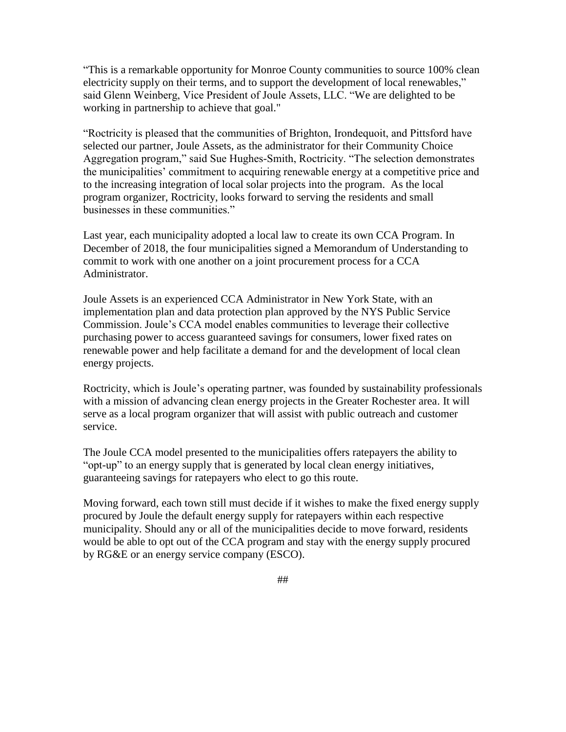"This is a remarkable opportunity for Monroe County communities to source 100% clean electricity supply on their terms, and to support the development of local renewables," said Glenn Weinberg, Vice President of Joule Assets, LLC. "We are delighted to be working in partnership to achieve that goal."

"Roctricity is pleased that the communities of Brighton, Irondequoit, and Pittsford have selected our partner, Joule Assets, as the administrator for their Community Choice Aggregation program," said Sue Hughes-Smith, Roctricity. "The selection demonstrates the municipalities' commitment to acquiring renewable energy at a competitive price and to the increasing integration of local solar projects into the program. As the local program organizer, Roctricity, looks forward to serving the residents and small businesses in these communities."

Last year, each municipality adopted a local law to create its own CCA Program. In December of 2018, the four municipalities signed a Memorandum of Understanding to commit to work with one another on a joint procurement process for a CCA Administrator.

Joule Assets is an experienced CCA Administrator in New York State, with an implementation plan and data protection plan approved by the NYS Public Service Commission. Joule's CCA model enables communities to leverage their collective purchasing power to access guaranteed savings for consumers, lower fixed rates on renewable power and help facilitate a demand for and the development of local clean energy projects.

Roctricity, which is Joule's operating partner, was founded by sustainability professionals with a mission of advancing clean energy projects in the Greater Rochester area. It will serve as a local program organizer that will assist with public outreach and customer service.

The Joule CCA model presented to the municipalities offers ratepayers the ability to "opt-up" to an energy supply that is generated by local clean energy initiatives, guaranteeing savings for ratepayers who elect to go this route.

Moving forward, each town still must decide if it wishes to make the fixed energy supply procured by Joule the default energy supply for ratepayers within each respective municipality. Should any or all of the municipalities decide to move forward, residents would be able to opt out of the CCA program and stay with the energy supply procured by RG&E or an energy service company (ESCO).

##